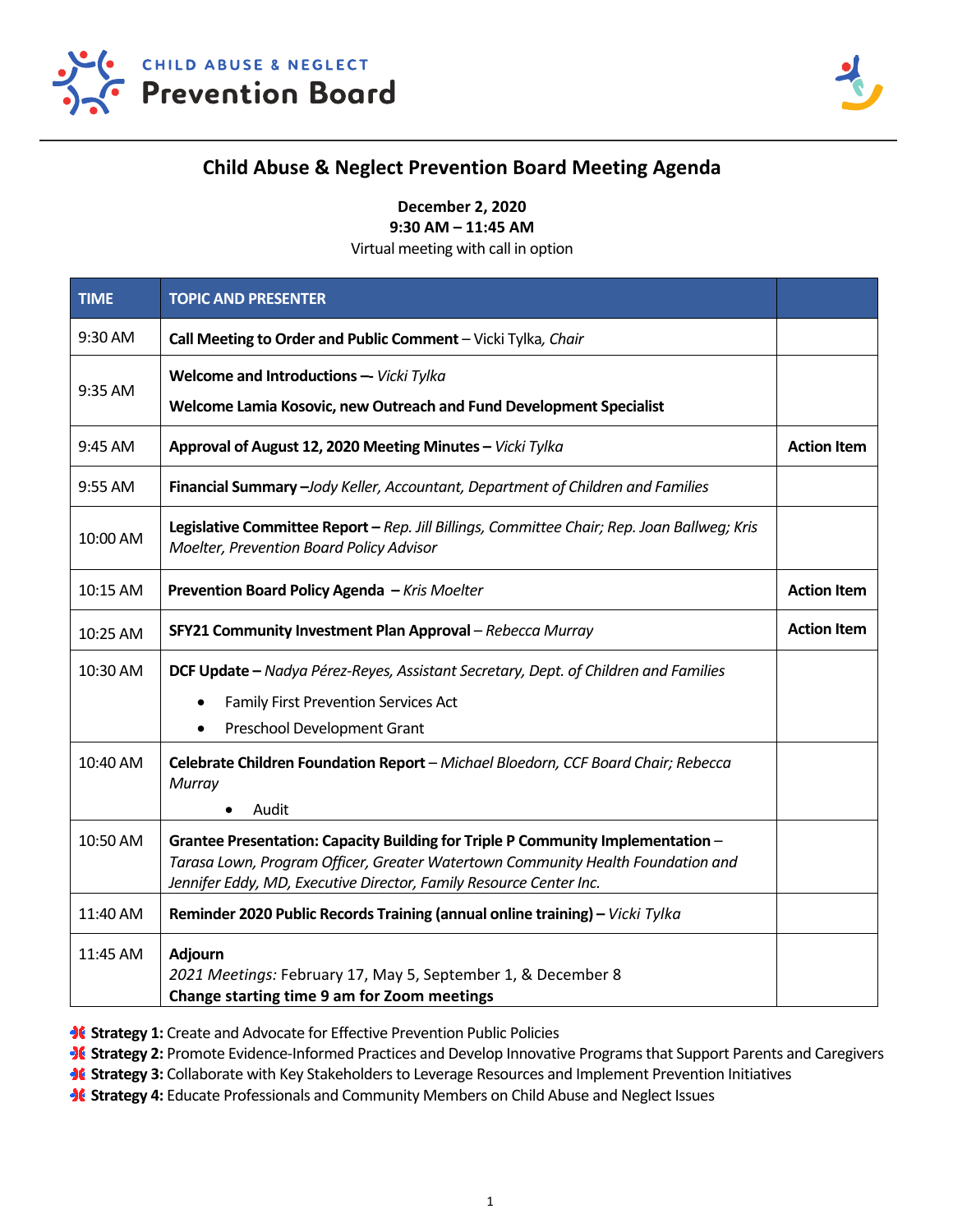CHILD ABUSE & NEGLECT
**Prevention Board**

# Child Abuse & Neglect Prevention Board Meeting Agenda

**December 2, 2020**
**9:30 AM – 11:45 AM**
Virtual meeting with call in option

| TIME | TOPIC AND PRESENTER | |
|---|---|---|
| 9:30 AM | **Call Meeting to Order and Public Comment** – Vicki Tylka, *Chair* | |
| 9:35 AM | **Welcome and Introductions —** *Vicki Tylka*<br>**Welcome Lamia Kosovic, new Outreach and Fund Development Specialist** | |
| 9:45 AM | **Approval of August 12, 2020 Meeting Minutes –** *Vicki Tylka* | **Action Item** |
| 9:55 AM | **Financial Summary –***Jody Keller, Accountant, Department of Children and Families* | |
| 10:00 AM | **Legislative Committee Report –** *Rep. Jill Billings, Committee Chair; Rep. Joan Ballweg; Kris Moelter, Prevention Board Policy Advisor* | |
| 10:15 AM | **Prevention Board Policy Agenda –** *Kris Moelter* | **Action Item** |
| 10:25 AM | **SFY21 Community Investment Plan Approval** – *Rebecca Murray* | **Action Item** |
| 10:30 AM | **DCF Update –** *Nadya Pérez-Reyes, Assistant Secretary, Dept. of Children and Families*<br>• Family First Prevention Services Act<br>• Preschool Development Grant | |
| 10:40 AM | **Celebrate Children Foundation Report** – *Michael Bloedorn, CCF Board Chair; Rebecca Murray*<br>• Audit | |
| 10:50 AM | **Grantee Presentation: Capacity Building for Triple P Community Implementation** – *Tarasa Lown, Program Officer, Greater Watertown Community Health Foundation and Jennifer Eddy, MD, Executive Director, Family Resource Center Inc.* | |
| 11:40 AM | **Reminder 2020 Public Records Training (annual online training) –** *Vicki Tylka* | |
| 11:45 AM | **Adjourn**<br>*2021 Meetings:* February 17, May 5, September 1, & December 8<br>**Change starting time 9 am for Zoom meetings** | |

- **Strategy 1:** Create and Advocate for Effective Prevention Public Policies
- **Strategy 2:** Promote Evidence-Informed Practices and Develop Innovative Programs that Support Parents and Caregivers
- **Strategy 3:** Collaborate with Key Stakeholders to Leverage Resources and Implement Prevention Initiatives
- **Strategy 4:** Educate Professionals and Community Members on Child Abuse and Neglect Issues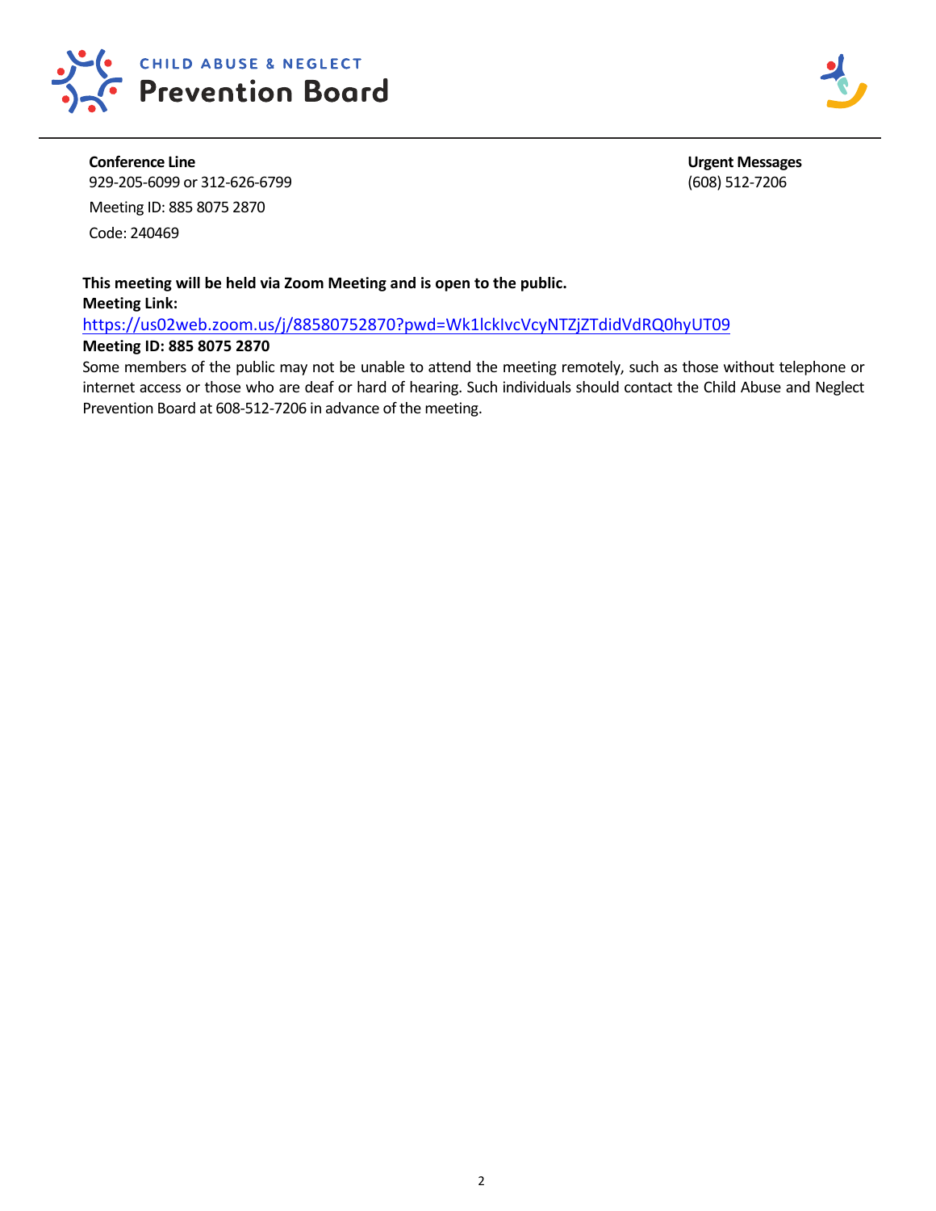CHILD ABUSE & NEGLECT

**Prevention Board**

**Conference Line**
929-205-6099 or 312-626-6799
Meeting ID: 885 8075 2870
Code: 240469

**Urgent Messages**
(608) 512-7206

**This meeting will be held via Zoom Meeting and is open to the public.**
**Meeting Link:**
https://us02web.zoom.us/j/88580752870?pwd=Wk1lckIvcVcyNTZjZTdidVdRQ0hyUT09
**Meeting ID: 885 8075 2870**

Some members of the public may not be unable to attend the meeting remotely, such as those without telephone or internet access or those who are deaf or hard of hearing. Such individuals should contact the Child Abuse and Neglect Prevention Board at 608-512-7206 in advance of the meeting.